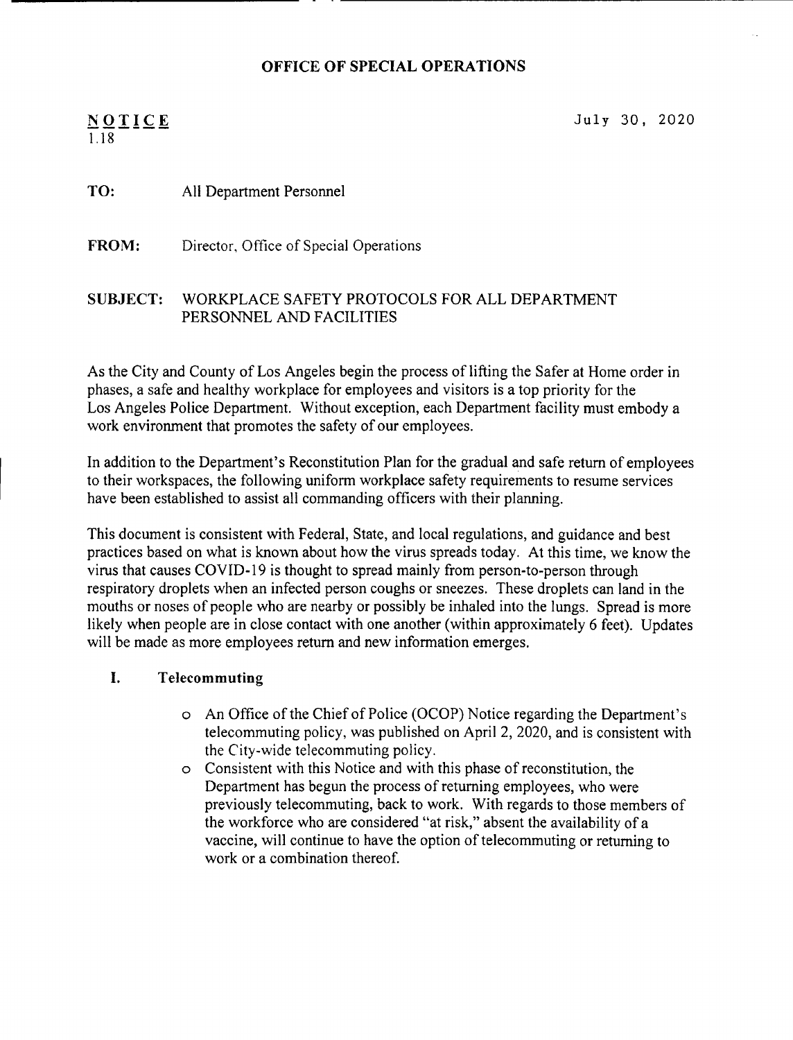# OFFICE OF SPECIAL OPERATIONS

**NOTICE**
1.18

July 30, 2020

**TO:** All Department Personnel

**FROM:** Director, Office of Special Operations

**SUBJECT:** WORKPLACE SAFETY PROTOCOLS FOR ALL DEPARTMENT PERSONNEL AND FACILITIES

As the City and County of Los Angeles begin the process of lifting the Safer at Home order in phases, a safe and healthy workplace for employees and visitors is a top priority for the Los Angeles Police Department. Without exception, each Department facility must embody a work environment that promotes the safety of our employees.

In addition to the Department's Reconstitution Plan for the gradual and safe return of employees to their workspaces, the following uniform workplace safety requirements to resume services have been established to assist all commanding officers with their planning.

This document is consistent with Federal, State, and local regulations, and guidance and best practices based on what is known about how the virus spreads today. At this time, we know the virus that causes COVID-19 is thought to spread mainly from person-to-person through respiratory droplets when an infected person coughs or sneezes. These droplets can land in the mouths or noses of people who are nearby or possibly be inhaled into the lungs. Spread is more likely when people are in close contact with one another (within approximately 6 feet). Updates will be made as more employees return and new information emerges.

## I. Telecommuting

- An Office of the Chief of Police (OCOP) Notice regarding the Department's telecommuting policy, was published on April 2, 2020, and is consistent with the City-wide telecommuting policy.
- Consistent with this Notice and with this phase of reconstitution, the Department has begun the process of returning employees, who were previously telecommuting, back to work. With regards to those members of the workforce who are considered "at risk," absent the availability of a vaccine, will continue to have the option of telecommuting or returning to work or a combination thereof.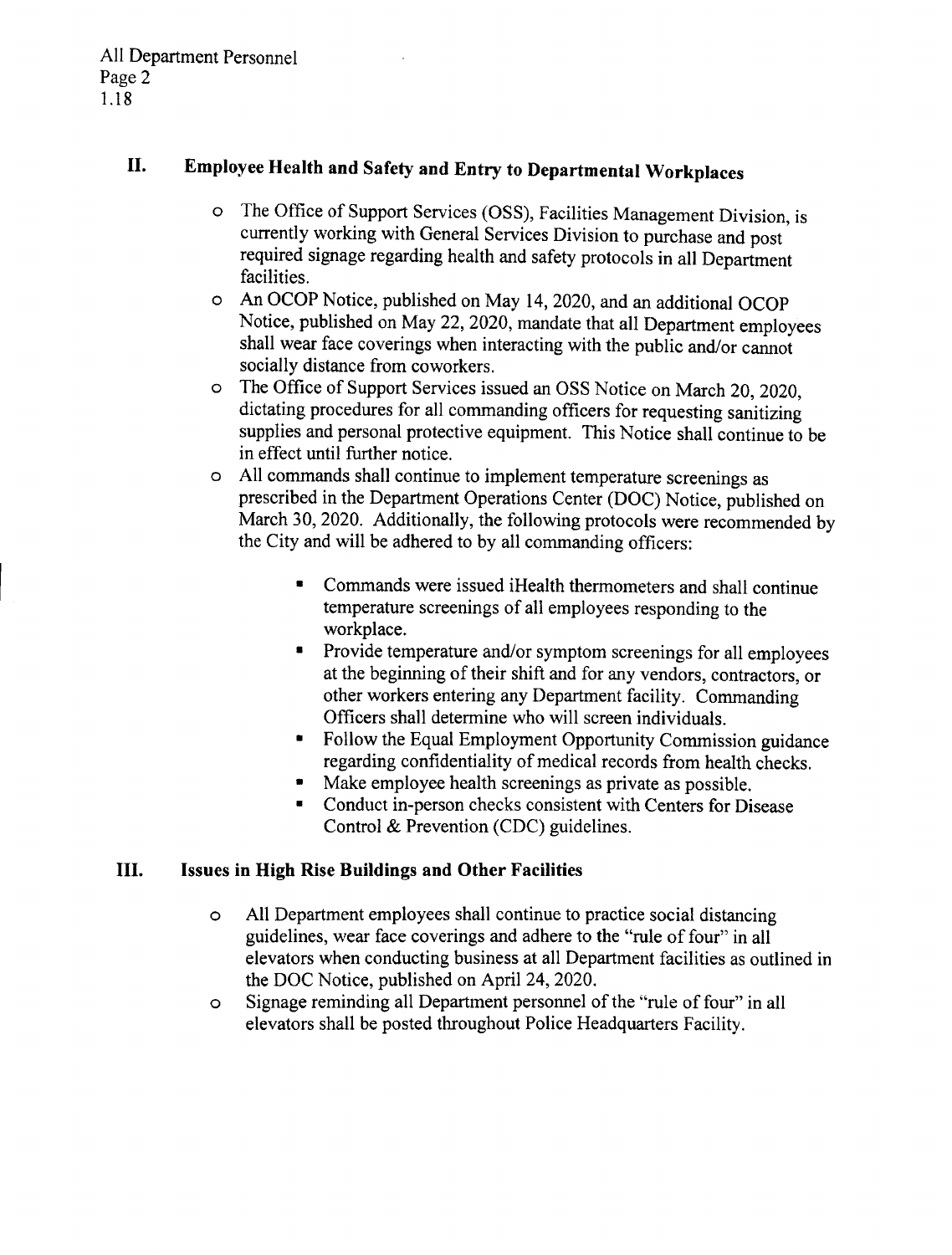## II. Employee Health and Safety and Entry to Departmental Workplaces

- The Office of Support Services (OSS), Facilities Management Division, is currently working with General Services Division to purchase and post required signage regarding health and safety protocols in all Department facilities.
- An OCOP Notice, published on May 14, 2020, and an additional OCOP Notice, published on May 22, 2020, mandate that all Department employees shall wear face coverings when interacting with the public and/or cannot socially distance from coworkers.
- The Office of Support Services issued an OSS Notice on March 20, 2020, dictating procedures for all commanding officers for requesting sanitizing supplies and personal protective equipment. This Notice shall continue to be in effect until further notice.
- All commands shall continue to implement temperature screenings as prescribed in the Department Operations Center (DOC) Notice, published on March 30, 2020. Additionally, the following protocols were recommended by the City and will be adhered to by all commanding officers:
  - Commands were issued iHealth thermometers and shall continue temperature screenings of all employees responding to the workplace.
  - Provide temperature and/or symptom screenings for all employees at the beginning of their shift and for any vendors, contractors, or other workers entering any Department facility. Commanding Officers shall determine who will screen individuals.
  - Follow the Equal Employment Opportunity Commission guidance regarding confidentiality of medical records from health checks.
  - Make employee health screenings as private as possible.
  - Conduct in-person checks consistent with Centers for Disease Control & Prevention (CDC) guidelines.

## III. Issues in High Rise Buildings and Other Facilities

- All Department employees shall continue to practice social distancing guidelines, wear face coverings and adhere to the "rule of four" in all elevators when conducting business at all Department facilities as outlined in the DOC Notice, published on April 24, 2020.
- Signage reminding all Department personnel of the "rule of four" in all elevators shall be posted throughout Police Headquarters Facility.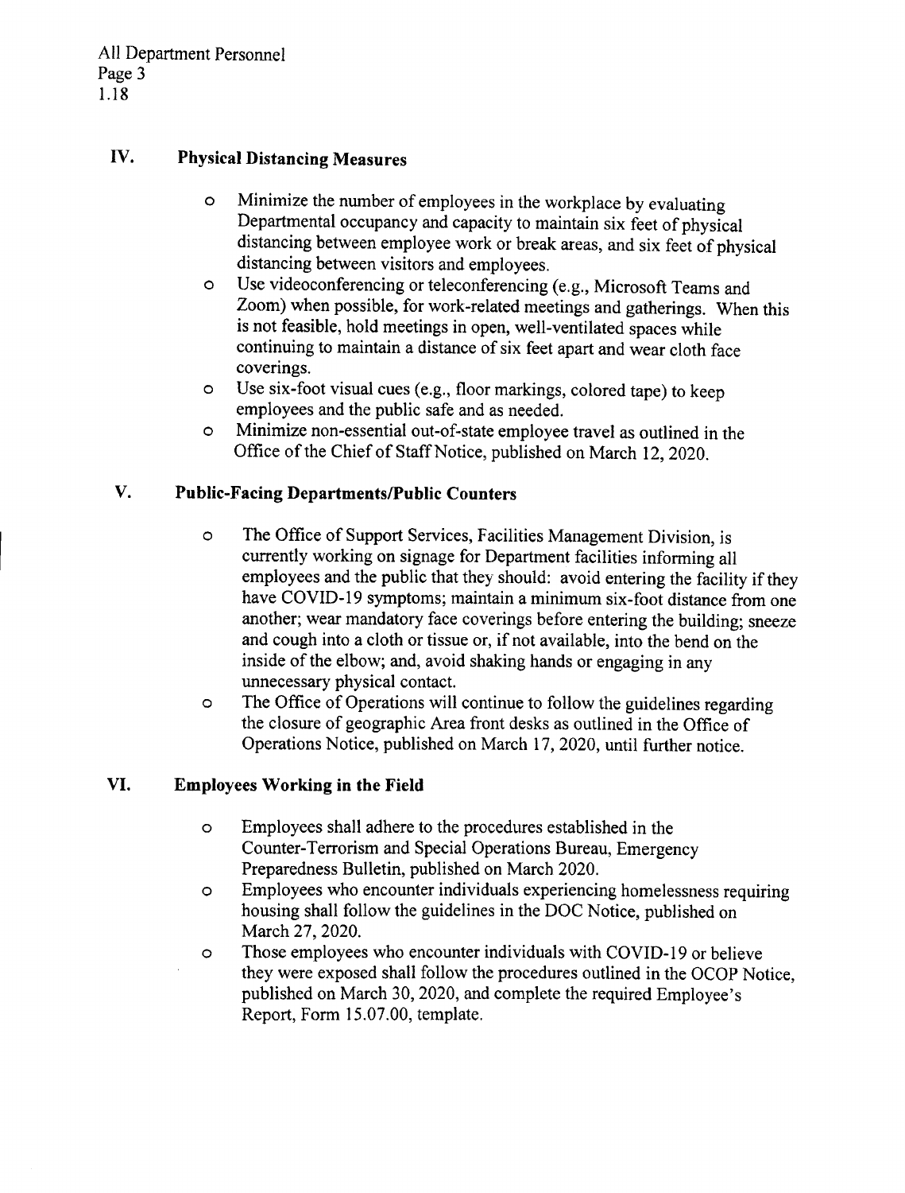## IV. Physical Distancing Measures

- Minimize the number of employees in the workplace by evaluating Departmental occupancy and capacity to maintain six feet of physical distancing between employee work or break areas, and six feet of physical distancing between visitors and employees.
- Use videoconferencing or teleconferencing (e.g., Microsoft Teams and Zoom) when possible, for work-related meetings and gatherings. When this is not feasible, hold meetings in open, well-ventilated spaces while continuing to maintain a distance of six feet apart and wear cloth face coverings.
- Use six-foot visual cues (e.g., floor markings, colored tape) to keep employees and the public safe and as needed.
- Minimize non-essential out-of-state employee travel as outlined in the Office of the Chief of Staff Notice, published on March 12, 2020.

## V. Public-Facing Departments/Public Counters

- The Office of Support Services, Facilities Management Division, is currently working on signage for Department facilities informing all employees and the public that they should: avoid entering the facility if they have COVID-19 symptoms; maintain a minimum six-foot distance from one another; wear mandatory face coverings before entering the building; sneeze and cough into a cloth or tissue or, if not available, into the bend on the inside of the elbow; and, avoid shaking hands or engaging in any unnecessary physical contact.
- The Office of Operations will continue to follow the guidelines regarding the closure of geographic Area front desks as outlined in the Office of Operations Notice, published on March 17, 2020, until further notice.

## VI. Employees Working in the Field

- Employees shall adhere to the procedures established in the Counter-Terrorism and Special Operations Bureau, Emergency Preparedness Bulletin, published on March 2020.
- Employees who encounter individuals experiencing homelessness requiring housing shall follow the guidelines in the DOC Notice, published on March 27, 2020.
- Those employees who encounter individuals with COVID-19 or believe they were exposed shall follow the procedures outlined in the OCOP Notice, published on March 30, 2020, and complete the required Employee's Report, Form 15.07.00, template.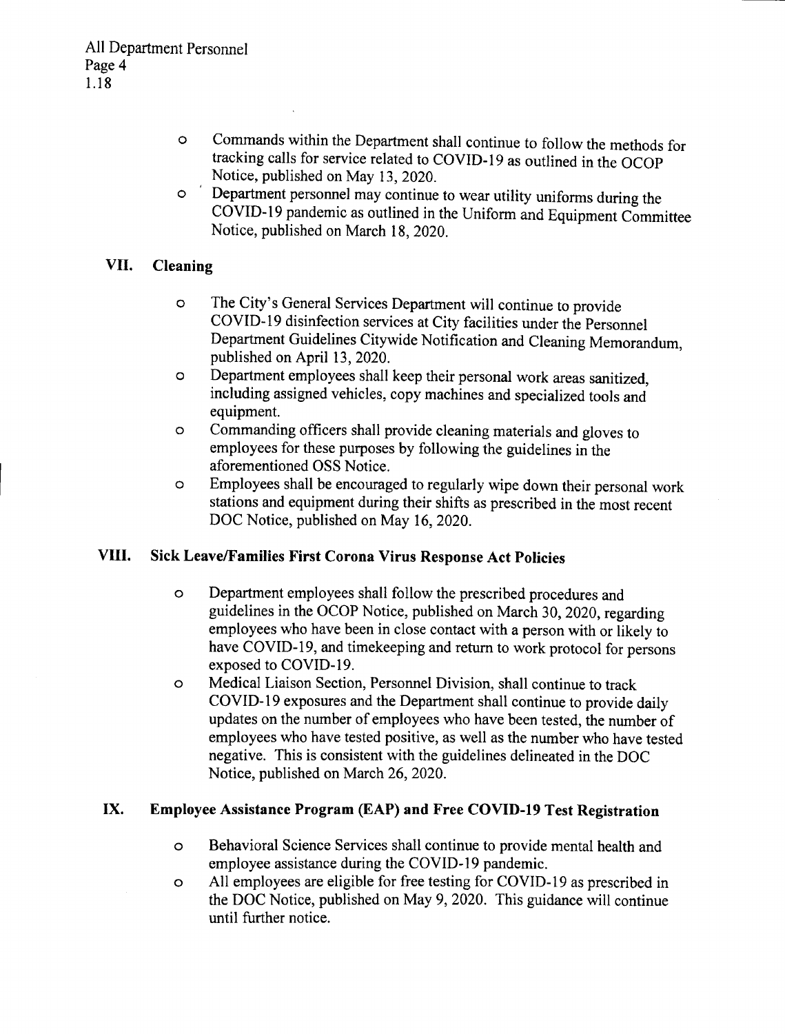- Commands within the Department shall continue to follow the methods for tracking calls for service related to COVID-19 as outlined in the OCOP Notice, published on May 13, 2020.
- Department personnel may continue to wear utility uniforms during the COVID-19 pandemic as outlined in the Uniform and Equipment Committee Notice, published on March 18, 2020.

## VII. Cleaning

- The City's General Services Department will continue to provide COVID-19 disinfection services at City facilities under the Personnel Department Guidelines Citywide Notification and Cleaning Memorandum, published on April 13, 2020.
- Department employees shall keep their personal work areas sanitized, including assigned vehicles, copy machines and specialized tools and equipment.
- Commanding officers shall provide cleaning materials and gloves to employees for these purposes by following the guidelines in the aforementioned OSS Notice.
- Employees shall be encouraged to regularly wipe down their personal work stations and equipment during their shifts as prescribed in the most recent DOC Notice, published on May 16, 2020.

## VIII. Sick Leave/Families First Corona Virus Response Act Policies

- Department employees shall follow the prescribed procedures and guidelines in the OCOP Notice, published on March 30, 2020, regarding employees who have been in close contact with a person with or likely to have COVID-19, and timekeeping and return to work protocol for persons exposed to COVID-19.
- Medical Liaison Section, Personnel Division, shall continue to track COVID-19 exposures and the Department shall continue to provide daily updates on the number of employees who have been tested, the number of employees who have tested positive, as well as the number who have tested negative. This is consistent with the guidelines delineated in the DOC Notice, published on March 26, 2020.

## IX. Employee Assistance Program (EAP) and Free COVID-19 Test Registration

- Behavioral Science Services shall continue to provide mental health and employee assistance during the COVID-19 pandemic.
- All employees are eligible for free testing for COVID-19 as prescribed in the DOC Notice, published on May 9, 2020. This guidance will continue until further notice.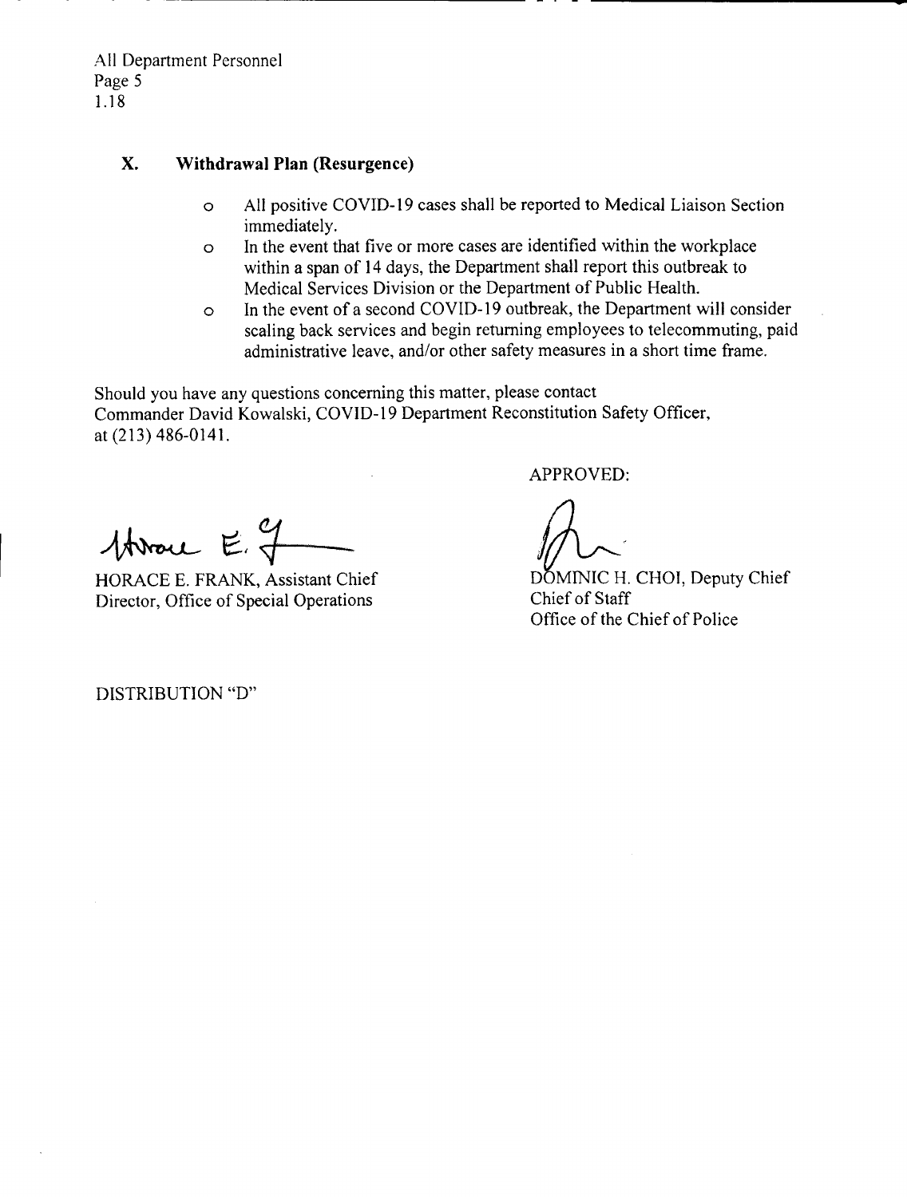## X. Withdrawal Plan (Resurgence)

- All positive COVID-19 cases shall be reported to Medical Liaison Section immediately.
- In the event that five or more cases are identified within the workplace within a span of 14 days, the Department shall report this outbreak to Medical Services Division or the Department of Public Health.
- In the event of a second COVID-19 outbreak, the Department will consider scaling back services and begin returning employees to telecommuting, paid administrative leave, and/or other safety measures in a short time frame.

Should you have any questions concerning this matter, please contact Commander David Kowalski, COVID-19 Department Reconstitution Safety Officer, at (213) 486-0141.

HORACE E. FRANK, Assistant Chief
Director, Office of Special Operations

APPROVED:

DOMINIC H. CHOI, Deputy Chief
Chief of Staff
Office of the Chief of Police

DISTRIBUTION "D"